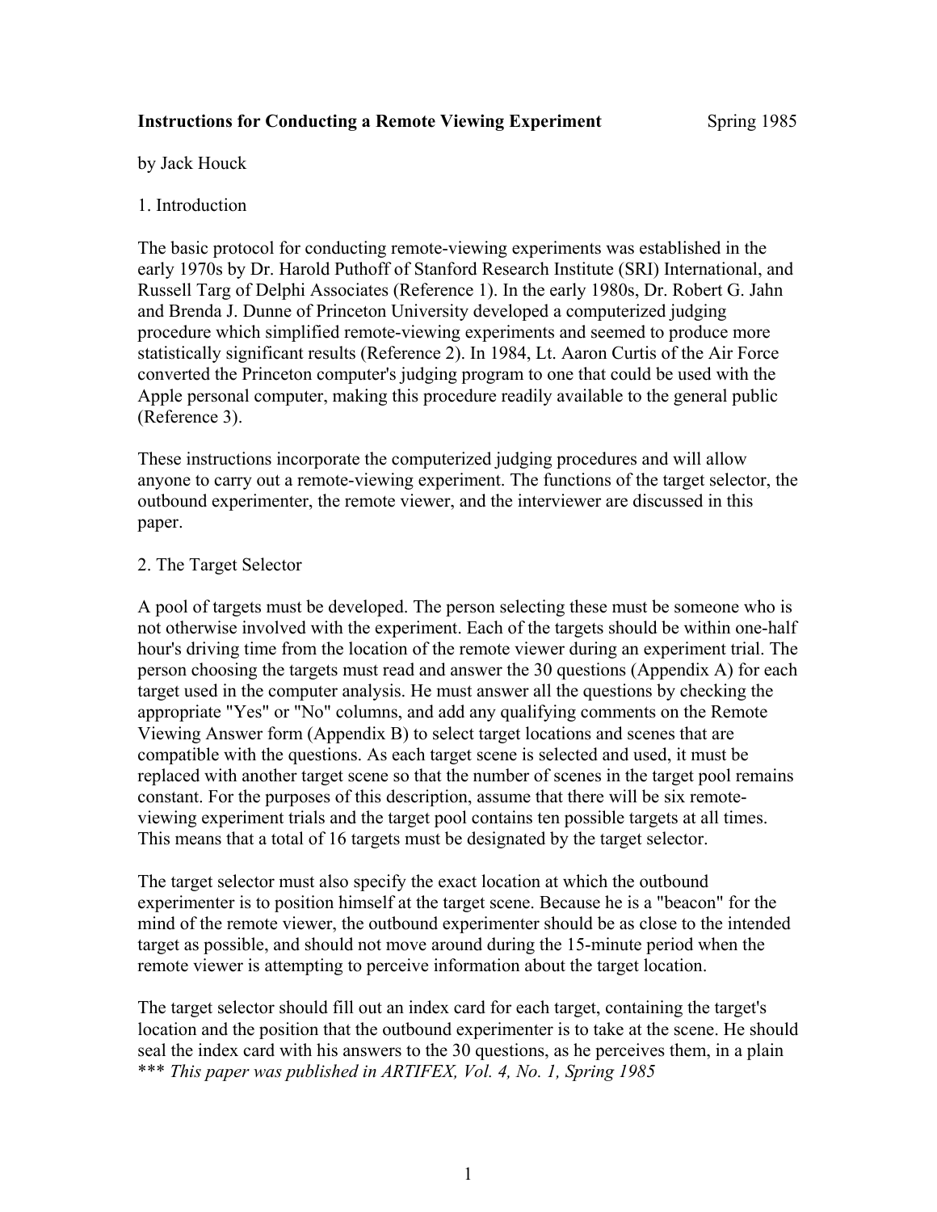**Instructions for Conducting a Remote Viewing Experiment** Spring 1985

by Jack Houck

## 1. Introduction

The basic protocol for conducting remote-viewing experiments was established in the early 1970s by Dr. Harold Puthoff of Stanford Research Institute (SRI) International, and Russell Targ of Delphi Associates (Reference 1). In the early 1980s, Dr. Robert G. Jahn and Brenda J. Dunne of Princeton University developed a computerized judging procedure which simplified remote-viewing experiments and seemed to produce more statistically significant results (Reference 2). In 1984, Lt. Aaron Curtis of the Air Force converted the Princeton computer's judging program to one that could be used with the Apple personal computer, making this procedure readily available to the general public (Reference 3).

These instructions incorporate the computerized judging procedures and will allow anyone to carry out a remote-viewing experiment. The functions of the target selector, the outbound experimenter, the remote viewer, and the interviewer are discussed in this paper.

## 2. The Target Selector

A pool of targets must be developed. The person selecting these must be someone who is not otherwise involved with the experiment. Each of the targets should be within one-half hour's driving time from the location of the remote viewer during an experiment trial. The person choosing the targets must read and answer the 30 questions (Appendix A) for each target used in the computer analysis. He must answer all the questions by checking the appropriate "Yes" or "No" columns, and add any qualifying comments on the Remote Viewing Answer form (Appendix B) to select target locations and scenes that are compatible with the questions. As each target scene is selected and used, it must be replaced with another target scene so that the number of scenes in the target pool remains constant. For the purposes of this description, assume that there will be six remote-viewing experiment trials and the target pool contains ten possible targets at all times. This means that a total of 16 targets must be designated by the target selector.

The target selector must also specify the exact location at which the outbound experimenter is to position himself at the target scene. Because he is a "beacon" for the mind of the remote viewer, the outbound experimenter should be as close to the intended target as possible, and should not move around during the 15-minute period when the remote viewer is attempting to perceive information about the target location.

The target selector should fill out an index card for each target, containing the target's location and the position that the outbound experimenter is to take at the scene. He should seal the index card with his answers to the 30 questions, as he perceives them, in a plain

\*\*\* *This paper was published in ARTIFEX, Vol. 4, No. 1, Spring 1985*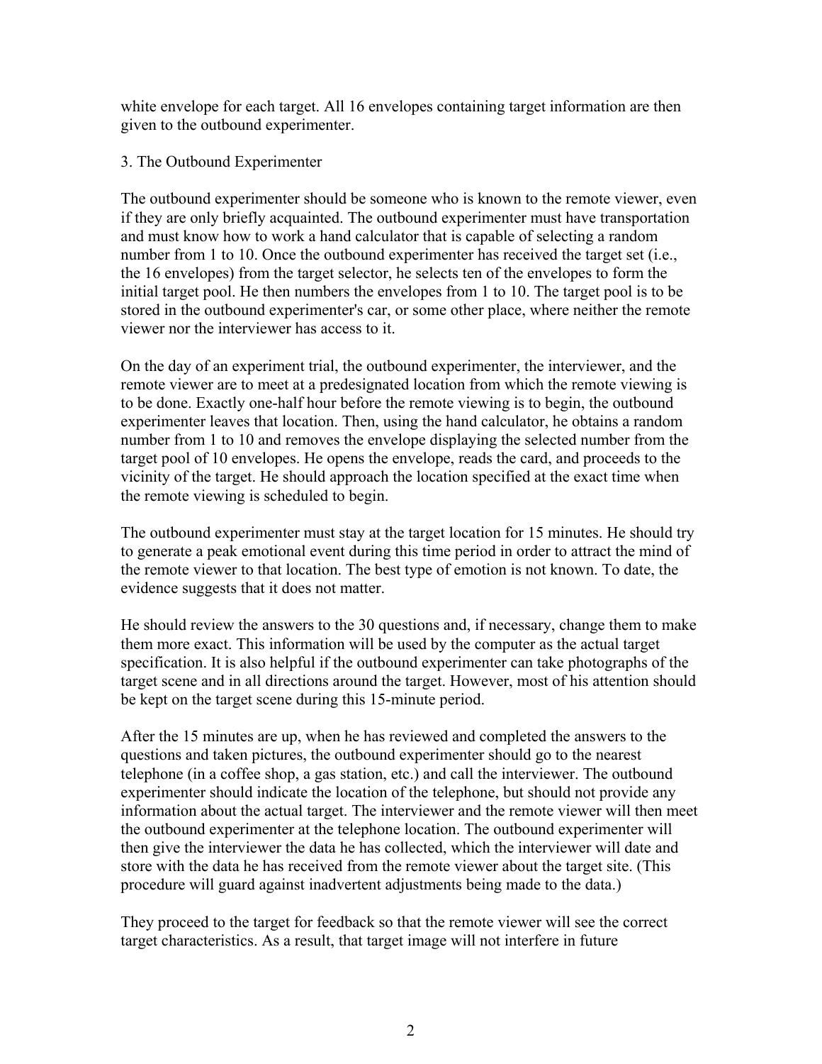white envelope for each target. All 16 envelopes containing target information are then given to the outbound experimenter.

### 3. The Outbound Experimenter

The outbound experimenter should be someone who is known to the remote viewer, even if they are only briefly acquainted. The outbound experimenter must have transportation and must know how to work a hand calculator that is capable of selecting a random number from 1 to 10. Once the outbound experimenter has received the target set (i.e., the 16 envelopes) from the target selector, he selects ten of the envelopes to form the initial target pool. He then numbers the envelopes from 1 to 10. The target pool is to be stored in the outbound experimenter's car, or some other place, where neither the remote viewer nor the interviewer has access to it.

On the day of an experiment trial, the outbound experimenter, the interviewer, and the remote viewer are to meet at a predesignated location from which the remote viewing is to be done. Exactly one-half hour before the remote viewing is to begin, the outbound experimenter leaves that location. Then, using the hand calculator, he obtains a random number from 1 to 10 and removes the envelope displaying the selected number from the target pool of 10 envelopes. He opens the envelope, reads the card, and proceeds to the vicinity of the target. He should approach the location specified at the exact time when the remote viewing is scheduled to begin.

The outbound experimenter must stay at the target location for 15 minutes. He should try to generate a peak emotional event during this time period in order to attract the mind of the remote viewer to that location. The best type of emotion is not known. To date, the evidence suggests that it does not matter.

He should review the answers to the 30 questions and, if necessary, change them to make them more exact. This information will be used by the computer as the actual target specification. It is also helpful if the outbound experimenter can take photographs of the target scene and in all directions around the target. However, most of his attention should be kept on the target scene during this 15-minute period.

After the 15 minutes are up, when he has reviewed and completed the answers to the questions and taken pictures, the outbound experimenter should go to the nearest telephone (in a coffee shop, a gas station, etc.) and call the interviewer. The outbound experimenter should indicate the location of the telephone, but should not provide any information about the actual target. The interviewer and the remote viewer will then meet the outbound experimenter at the telephone location. The outbound experimenter will then give the interviewer the data he has collected, which the interviewer will date and store with the data he has received from the remote viewer about the target site. (This procedure will guard against inadvertent adjustments being made to the data.)

They proceed to the target for feedback so that the remote viewer will see the correct target characteristics. As a result, that target image will not interfere in future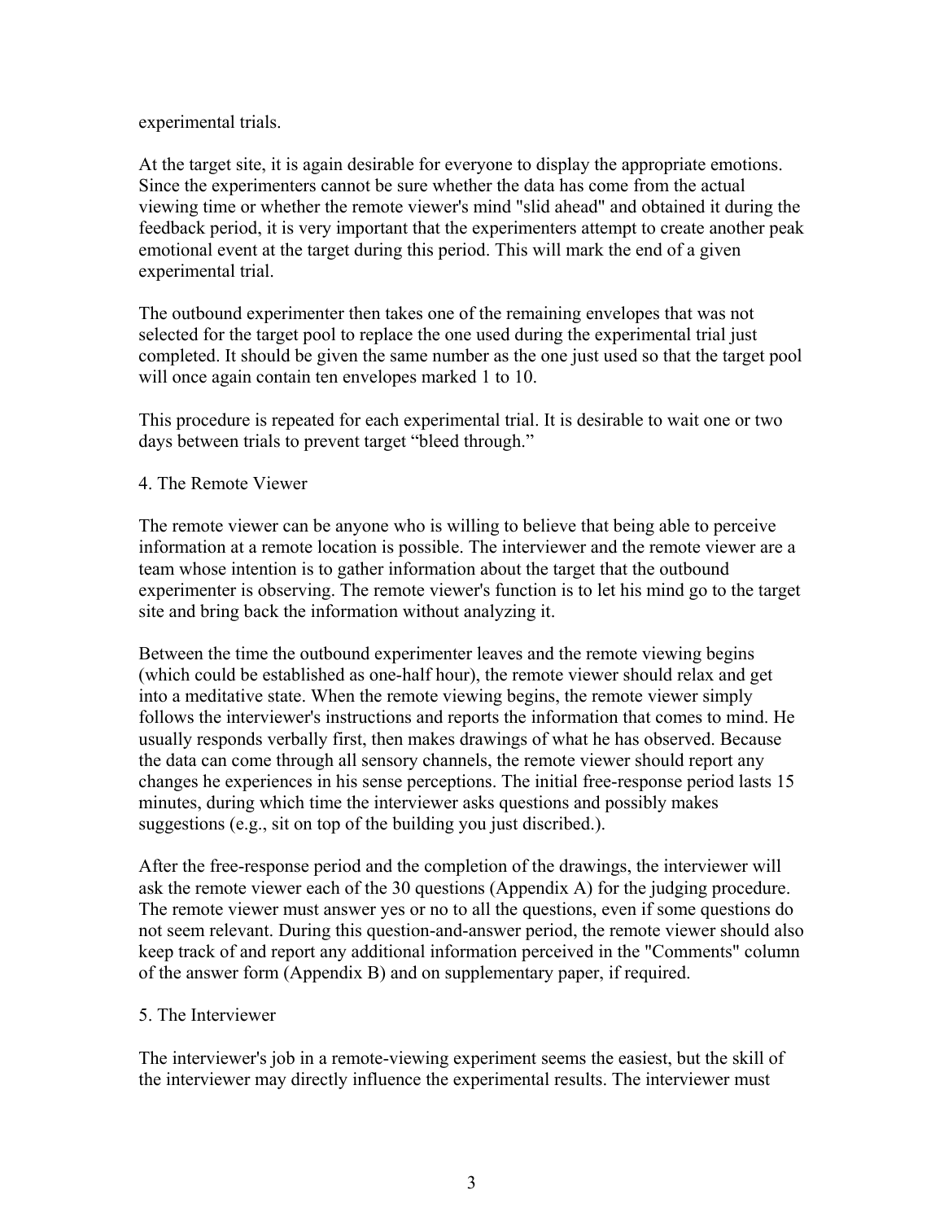experimental trials.

At the target site, it is again desirable for everyone to display the appropriate emotions. Since the experimenters cannot be sure whether the data has come from the actual viewing time or whether the remote viewer's mind "slid ahead" and obtained it during the feedback period, it is very important that the experimenters attempt to create another peak emotional event at the target during this period. This will mark the end of a given experimental trial.

The outbound experimenter then takes one of the remaining envelopes that was not selected for the target pool to replace the one used during the experimental trial just completed. It should be given the same number as the one just used so that the target pool will once again contain ten envelopes marked 1 to 10.

This procedure is repeated for each experimental trial. It is desirable to wait one or two days between trials to prevent target "bleed through."

4. The Remote Viewer

The remote viewer can be anyone who is willing to believe that being able to perceive information at a remote location is possible. The interviewer and the remote viewer are a team whose intention is to gather information about the target that the outbound experimenter is observing. The remote viewer's function is to let his mind go to the target site and bring back the information without analyzing it.

Between the time the outbound experimenter leaves and the remote viewing begins (which could be established as one-half hour), the remote viewer should relax and get into a meditative state. When the remote viewing begins, the remote viewer simply follows the interviewer's instructions and reports the information that comes to mind. He usually responds verbally first, then makes drawings of what he has observed. Because the data can come through all sensory channels, the remote viewer should report any changes he experiences in his sense perceptions. The initial free-response period lasts 15 minutes, during which time the interviewer asks questions and possibly makes suggestions (e.g., sit on top of the building you just discribed.).

After the free-response period and the completion of the drawings, the interviewer will ask the remote viewer each of the 30 questions (Appendix A) for the judging procedure. The remote viewer must answer yes or no to all the questions, even if some questions do not seem relevant. During this question-and-answer period, the remote viewer should also keep track of and report any additional information perceived in the "Comments" column of the answer form (Appendix B) and on supplementary paper, if required.

5. The Interviewer

The interviewer's job in a remote-viewing experiment seems the easiest, but the skill of the interviewer may directly influence the experimental results. The interviewer must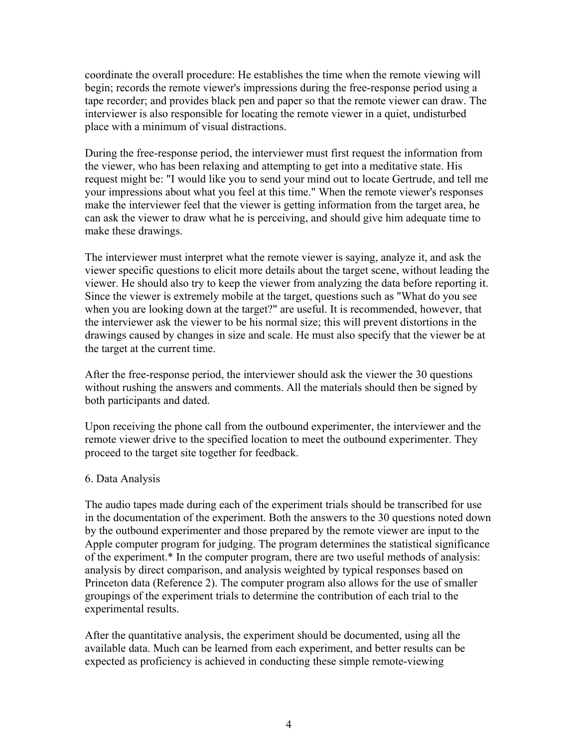coordinate the overall procedure: He establishes the time when the remote viewing will begin; records the remote viewer's impressions during the free-response period using a tape recorder; and provides black pen and paper so that the remote viewer can draw. The interviewer is also responsible for locating the remote viewer in a quiet, undisturbed place with a minimum of visual distractions.

During the free-response period, the interviewer must first request the information from the viewer, who has been relaxing and attempting to get into a meditative state. His request might be: "I would like you to send your mind out to locate Gertrude, and tell me your impressions about what you feel at this time." When the remote viewer's responses make the interviewer feel that the viewer is getting information from the target area, he can ask the viewer to draw what he is perceiving, and should give him adequate time to make these drawings.

The interviewer must interpret what the remote viewer is saying, analyze it, and ask the viewer specific questions to elicit more details about the target scene, without leading the viewer. He should also try to keep the viewer from analyzing the data before reporting it. Since the viewer is extremely mobile at the target, questions such as "What do you see when you are looking down at the target?" are useful. It is recommended, however, that the interviewer ask the viewer to be his normal size; this will prevent distortions in the drawings caused by changes in size and scale. He must also specify that the viewer be at the target at the current time.

After the free-response period, the interviewer should ask the viewer the 30 questions without rushing the answers and comments. All the materials should then be signed by both participants and dated.

Upon receiving the phone call from the outbound experimenter, the interviewer and the remote viewer drive to the specified location to meet the outbound experimenter. They proceed to the target site together for feedback.

## 6. Data Analysis

The audio tapes made during each of the experiment trials should be transcribed for use in the documentation of the experiment. Both the answers to the 30 questions noted down by the outbound experimenter and those prepared by the remote viewer are input to the Apple computer program for judging. The program determines the statistical significance of the experiment.* In the computer program, there are two useful methods of analysis: analysis by direct comparison, and analysis weighted by typical responses based on Princeton data (Reference 2). The computer program also allows for the use of smaller groupings of the experiment trials to determine the contribution of each trial to the experimental results.

After the quantitative analysis, the experiment should be documented, using all the available data. Much can be learned from each experiment, and better results can be expected as proficiency is achieved in conducting these simple remote-viewing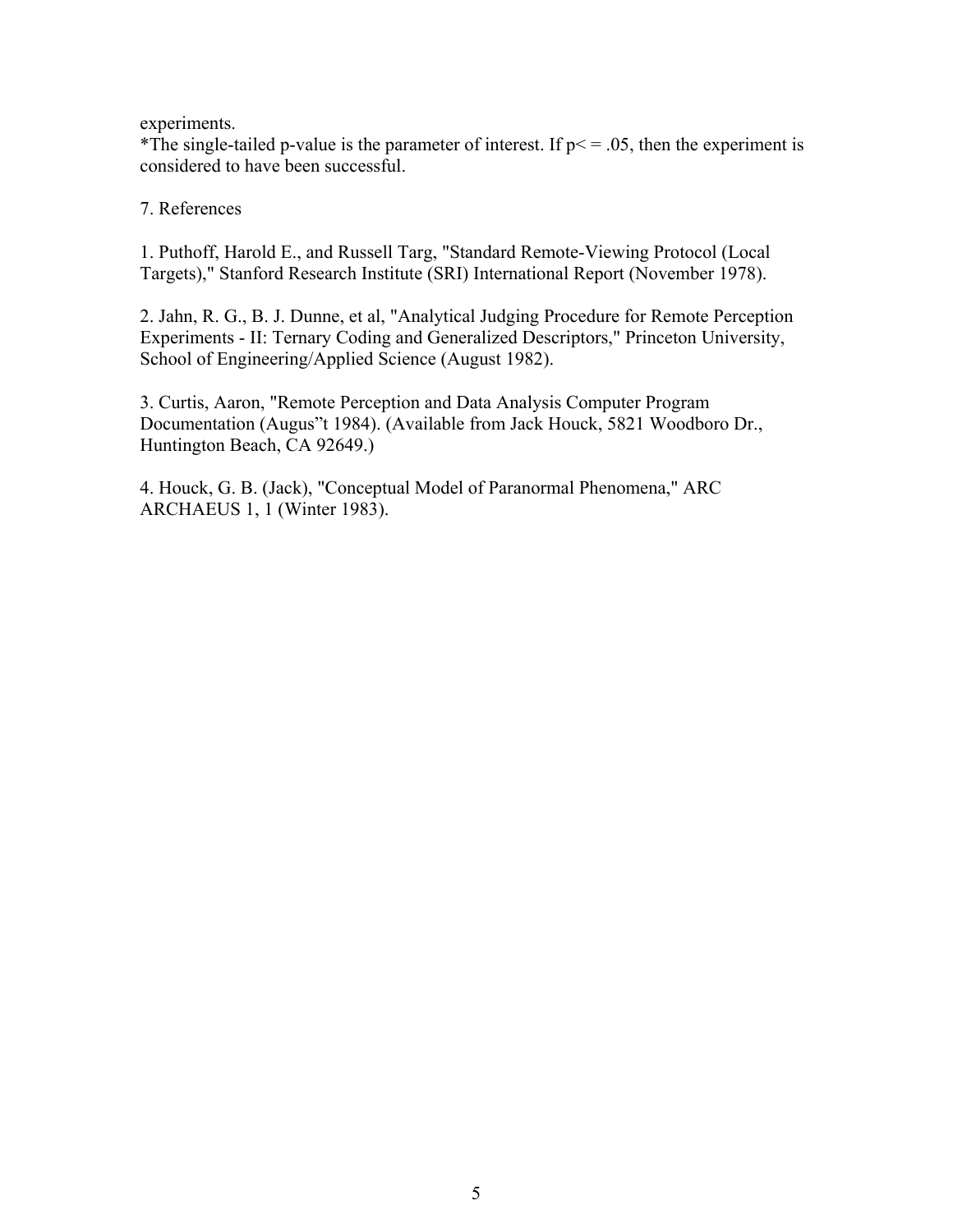experiments.

*The single-tailed p-value is the parameter of interest. If p< = .05, then the experiment is considered to have been successful.

## 7. References

1. Puthoff, Harold E., and Russell Targ, "Standard Remote-Viewing Protocol (Local Targets)," Stanford Research Institute (SRI) International Report (November 1978).

2. Jahn, R. G., B. J. Dunne, et al, "Analytical Judging Procedure for Remote Perception Experiments - II: Ternary Coding and Generalized Descriptors," Princeton University, School of Engineering/Applied Science (August 1982).

3. Curtis, Aaron, "Remote Perception and Data Analysis Computer Program Documentation (Augus"t 1984). (Available from Jack Houck, 5821 Woodboro Dr., Huntington Beach, CA 92649.)

4. Houck, G. B. (Jack), "Conceptual Model of Paranormal Phenomena," ARC ARCHAEUS 1, 1 (Winter 1983).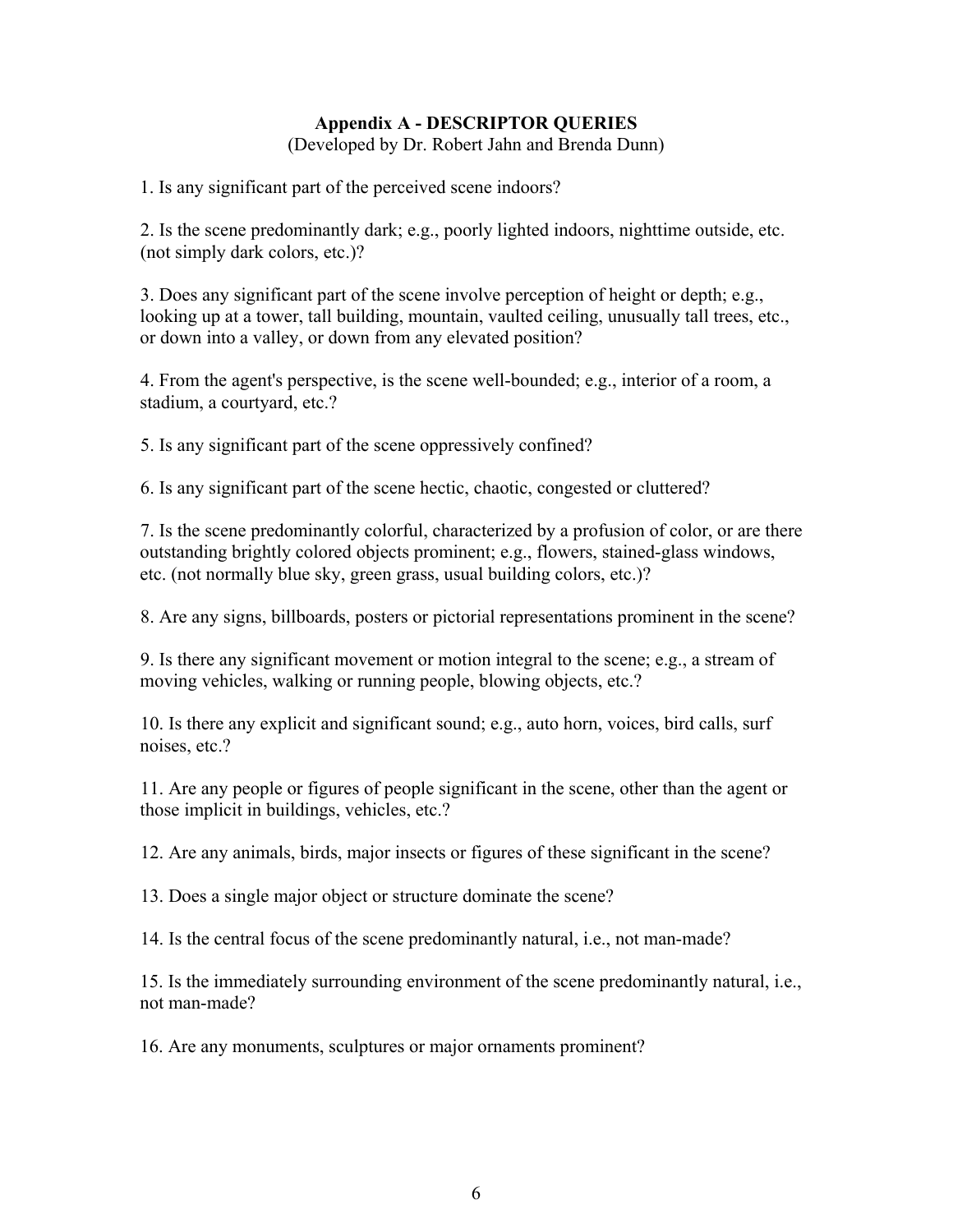## Appendix A - DESCRIPTOR QUERIES

(Developed by Dr. Robert Jahn and Brenda Dunn)

1. Is any significant part of the perceived scene indoors?

2. Is the scene predominantly dark; e.g., poorly lighted indoors, nighttime outside, etc. (not simply dark colors, etc.)?

3. Does any significant part of the scene involve perception of height or depth; e.g., looking up at a tower, tall building, mountain, vaulted ceiling, unusually tall trees, etc., or down into a valley, or down from any elevated position?

4. From the agent's perspective, is the scene well-bounded; e.g., interior of a room, a stadium, a courtyard, etc.?

5. Is any significant part of the scene oppressively confined?

6. Is any significant part of the scene hectic, chaotic, congested or cluttered?

7. Is the scene predominantly colorful, characterized by a profusion of color, or are there outstanding brightly colored objects prominent; e.g., flowers, stained-glass windows, etc. (not normally blue sky, green grass, usual building colors, etc.)?

8. Are any signs, billboards, posters or pictorial representations prominent in the scene?

9. Is there any significant movement or motion integral to the scene; e.g., a stream of moving vehicles, walking or running people, blowing objects, etc.?

10. Is there any explicit and significant sound; e.g., auto horn, voices, bird calls, surf noises, etc.?

11. Are any people or figures of people significant in the scene, other than the agent or those implicit in buildings, vehicles, etc.?

12. Are any animals, birds, major insects or figures of these significant in the scene?

13. Does a single major object or structure dominate the scene?

14. Is the central focus of the scene predominantly natural, i.e., not man-made?

15. Is the immediately surrounding environment of the scene predominantly natural, i.e., not man-made?

16. Are any monuments, sculptures or major ornaments prominent?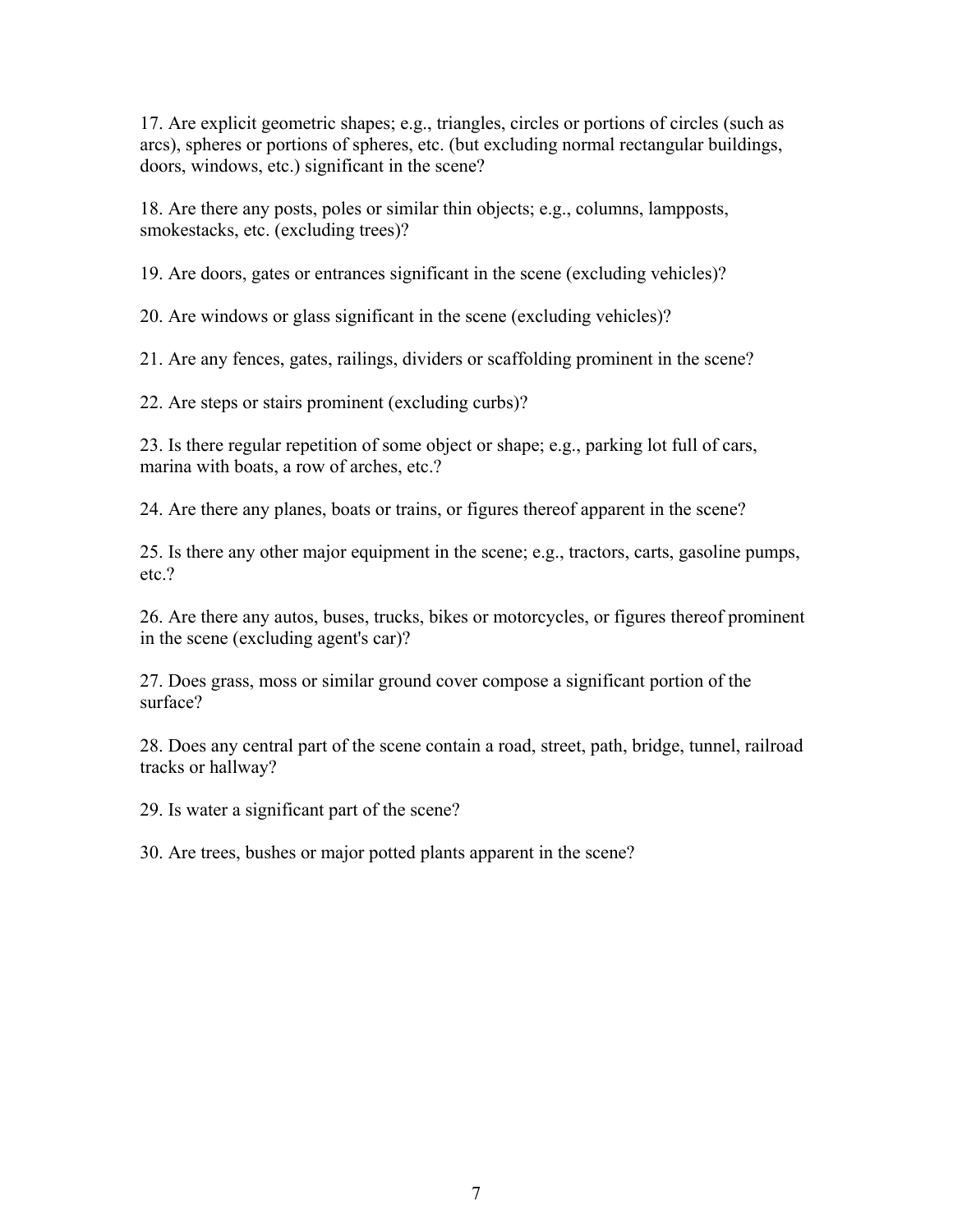17. Are explicit geometric shapes; e.g., triangles, circles or portions of circles (such as arcs), spheres or portions of spheres, etc. (but excluding normal rectangular buildings, doors, windows, etc.) significant in the scene?

18. Are there any posts, poles or similar thin objects; e.g., columns, lampposts, smokestacks, etc. (excluding trees)?

19. Are doors, gates or entrances significant in the scene (excluding vehicles)?

20. Are windows or glass significant in the scene (excluding vehicles)?

21. Are any fences, gates, railings, dividers or scaffolding prominent in the scene?

22. Are steps or stairs prominent (excluding curbs)?

23. Is there regular repetition of some object or shape; e.g., parking lot full of cars, marina with boats, a row of arches, etc.?

24. Are there any planes, boats or trains, or figures thereof apparent in the scene?

25. Is there any other major equipment in the scene; e.g., tractors, carts, gasoline pumps, etc.?

26. Are there any autos, buses, trucks, bikes or motorcycles, or figures thereof prominent in the scene (excluding agent's car)?

27. Does grass, moss or similar ground cover compose a significant portion of the surface?

28. Does any central part of the scene contain a road, street, path, bridge, tunnel, railroad tracks or hallway?

29. Is water a significant part of the scene?

30. Are trees, bushes or major potted plants apparent in the scene?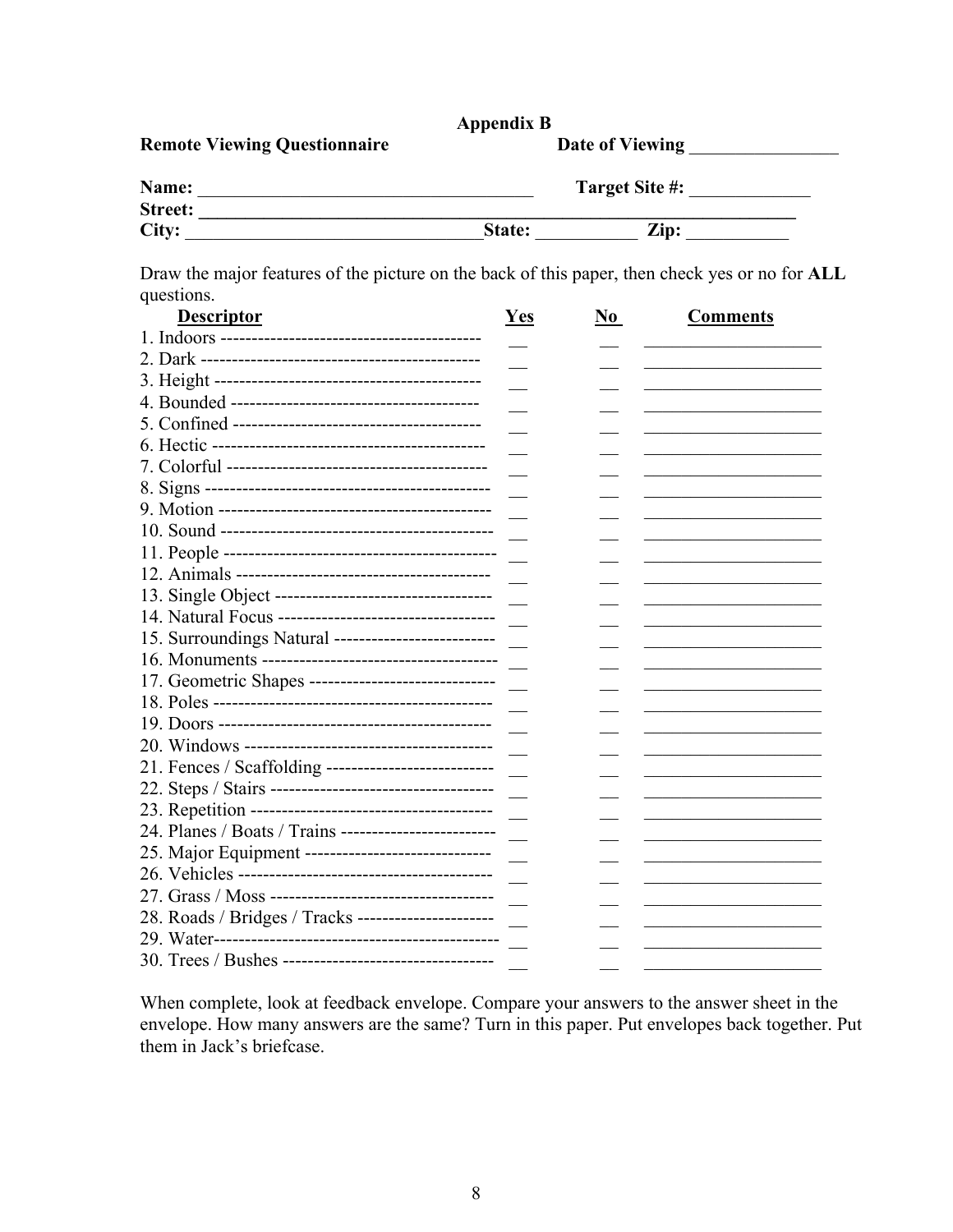## Appendix B

**Remote Viewing Questionnaire** **Date of Viewing** ________________

**Name:** ____________________________________ **Target Site #:** _____________
**Street:** ______________________________________________________________
**City:** ________________________________ **State:** ___________ **Zip:** ___________

Draw the major features of the picture on the back of this paper, then check yes or no for **ALL** questions.

| Descriptor | Yes | No | Comments |
|---|---|---|---|
| 1. Indoors | __ | __ | ____________________ |
| 2. Dark | __ | __ | ____________________ |
| 3. Height | __ | __ | ____________________ |
| 4. Bounded | __ | __ | ____________________ |
| 5. Confined | __ | __ | ____________________ |
| 6. Hectic | __ | __ | ____________________ |
| 7. Colorful | __ | __ | ____________________ |
| 8. Signs | __ | __ | ____________________ |
| 9. Motion | __ | __ | ____________________ |
| 10. Sound | __ | __ | ____________________ |
| 11. People | __ | __ | ____________________ |
| 12. Animals | __ | __ | ____________________ |
| 13. Single Object | __ | __ | ____________________ |
| 14. Natural Focus | __ | __ | ____________________ |
| 15. Surroundings Natural | __ | __ | ____________________ |
| 16. Monuments | __ | __ | ____________________ |
| 17. Geometric Shapes | __ | __ | ____________________ |
| 18. Poles | __ | __ | ____________________ |
| 19. Doors | __ | __ | ____________________ |
| 20. Windows | __ | __ | ____________________ |
| 21. Fences / Scaffolding | __ | __ | ____________________ |
| 22. Steps / Stairs | __ | __ | ____________________ |
| 23. Repetition | __ | __ | ____________________ |
| 24. Planes / Boats / Trains | __ | __ | ____________________ |
| 25. Major Equipment | __ | __ | ____________________ |
| 26. Vehicles | __ | __ | ____________________ |
| 27. Grass / Moss | __ | __ | ____________________ |
| 28. Roads / Bridges / Tracks | __ | __ | ____________________ |
| 29. Water | __ | __ | ____________________ |
| 30. Trees / Bushes | __ | __ | ____________________ |

When complete, look at feedback envelope. Compare your answers to the answer sheet in the envelope. How many answers are the same? Turn in this paper. Put envelopes back together. Put them in Jack's briefcase.